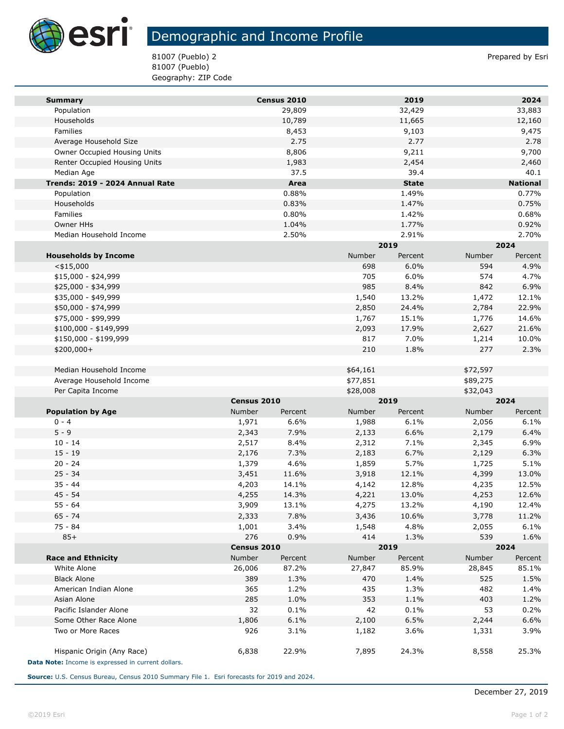# Demographic and Income Profile

81007 (Pueblo) 2
81007 (Pueblo)
Geography: ZIP Code

Prepared by Esri

| Summary | Census 2010 | 2019 | 2024 |
|---|---|---|---|
| Population | 29,809 | 32,429 | 33,883 |
| Households | 10,789 | 11,665 | 12,160 |
| Families | 8,453 | 9,103 | 9,475 |
| Average Household Size | 2.75 | 2.77 | 2.78 |
| Owner Occupied Housing Units | 8,806 | 9,211 | 9,700 |
| Renter Occupied Housing Units | 1,983 | 2,454 | 2,460 |
| Median Age | 37.5 | 39.4 | 40.1 |

| Trends: 2019 - 2024 Annual Rate | Area | State | National |
|---|---|---|---|
| Population | 0.88% | 1.49% | 0.77% |
| Households | 0.83% | 1.47% | 0.75% |
| Families | 0.80% | 1.42% | 0.68% |
| Owner HHs | 1.04% | 1.77% | 0.92% |
| Median Household Income | 2.50% | 2.91% | 2.70% |

| | 2019 | | 2024 | |
|---|---|---|---|---|
| **Households by Income** | Number | Percent | Number | Percent |
| <$15,000 | 698 | 6.0% | 594 | 4.9% |
| $15,000 - $24,999 | 705 | 6.0% | 574 | 4.7% |
| $25,000 - $34,999 | 985 | 8.4% | 842 | 6.9% |
| $35,000 - $49,999 | 1,540 | 13.2% | 1,472 | 12.1% |
| $50,000 - $74,999 | 2,850 | 24.4% | 2,784 | 22.9% |
| $75,000 - $99,999 | 1,767 | 15.1% | 1,776 | 14.6% |
| $100,000 - $149,999 | 2,093 | 17.9% | 2,627 | 21.6% |
| $150,000 - $199,999 | 817 | 7.0% | 1,214 | 10.0% |
| $200,000+ | 210 | 1.8% | 277 | 2.3% |
| | | | | |
| Median Household Income | $64,161 | | $72,597 | |
| Average Household Income | $77,851 | | $89,275 | |
| Per Capita Income | $28,008 | | $32,043 | |

| | Census 2010 | | 2019 | | 2024 | |
|---|---|---|---|---|---|---|
| **Population by Age** | Number | Percent | Number | Percent | Number | Percent |
| 0 - 4 | 1,971 | 6.6% | 1,988 | 6.1% | 2,056 | 6.1% |
| 5 - 9 | 2,343 | 7.9% | 2,133 | 6.6% | 2,179 | 6.4% |
| 10 - 14 | 2,517 | 8.4% | 2,312 | 7.1% | 2,345 | 6.9% |
| 15 - 19 | 2,176 | 7.3% | 2,183 | 6.7% | 2,129 | 6.3% |
| 20 - 24 | 1,379 | 4.6% | 1,859 | 5.7% | 1,725 | 5.1% |
| 25 - 34 | 3,451 | 11.6% | 3,918 | 12.1% | 4,399 | 13.0% |
| 35 - 44 | 4,203 | 14.1% | 4,142 | 12.8% | 4,235 | 12.5% |
| 45 - 54 | 4,255 | 14.3% | 4,221 | 13.0% | 4,253 | 12.6% |
| 55 - 64 | 3,909 | 13.1% | 4,275 | 13.2% | 4,190 | 12.4% |
| 65 - 74 | 2,333 | 7.8% | 3,436 | 10.6% | 3,778 | 11.2% |
| 75 - 84 | 1,001 | 3.4% | 1,548 | 4.8% | 2,055 | 6.1% |
| 85+ | 276 | 0.9% | 414 | 1.3% | 539 | 1.6% |

| | Census 2010 | | 2019 | | 2024 | |
|---|---|---|---|---|---|---|
| **Race and Ethnicity** | Number | Percent | Number | Percent | Number | Percent |
| White Alone | 26,006 | 87.2% | 27,847 | 85.9% | 28,845 | 85.1% |
| Black Alone | 389 | 1.3% | 470 | 1.4% | 525 | 1.5% |
| American Indian Alone | 365 | 1.2% | 435 | 1.3% | 482 | 1.4% |
| Asian Alone | 285 | 1.0% | 353 | 1.1% | 403 | 1.2% |
| Pacific Islander Alone | 32 | 0.1% | 42 | 0.1% | 53 | 0.2% |
| Some Other Race Alone | 1,806 | 6.1% | 2,100 | 6.5% | 2,244 | 6.6% |
| Two or More Races | 926 | 3.1% | 1,182 | 3.6% | 1,331 | 3.9% |
| | | | | | | |
| Hispanic Origin (Any Race) | 6,838 | 22.9% | 7,895 | 24.3% | 8,558 | 25.3% |

**Data Note:** Income is expressed in current dollars.

**Source:** U.S. Census Bureau, Census 2010 Summary File 1. Esri forecasts for 2019 and 2024.

December 27, 2019

©2019 Esri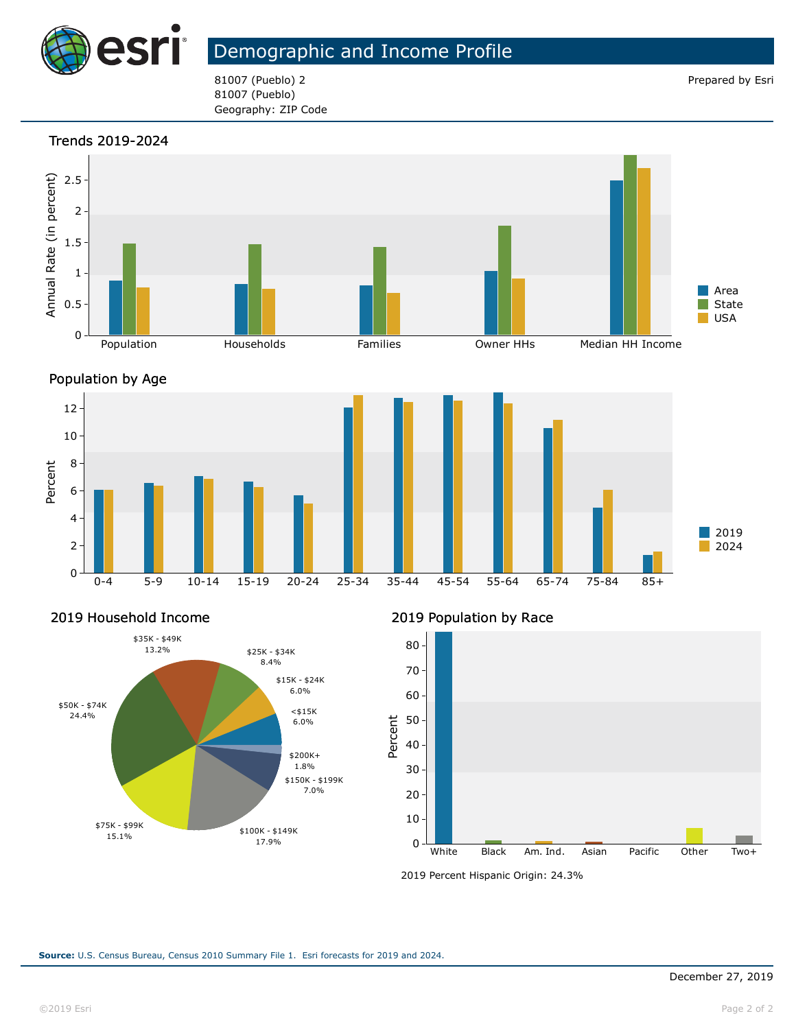# Demographic and Income Profile

81007 (Pueblo) 2
81007 (Pueblo)
Geography: ZIP Code

Prepared by Esri

## Trends 2019-2024

Annual Rate (in percent)

0
0.5
1
1.5
2
2.5

Population
Households
Families
Owner HHs
Median HH Income

Area
State
USA

## Population by Age

Percent

0
2
4
6
8
10
12

0-4
5-9
10-14
15-19
20-24
25-34
35-44
45-54
55-64
65-74
75-84
85+

2019
2024

## 2019 Household Income

$35K - $49K
13.2%

$25K - $34K
8.4%

$15K - $24K
6.0%

<$15K
6.0%

$50K - $74K
24.4%

$200K+
1.8%

$150K - $199K
7.0%

$75K - $99K
15.1%

$100K - $149K
17.9%

## 2019 Population by Race

Percent

0
10
20
30
40
50
60
70
80

White
Black
Am. Ind.
Asian
Pacific
Other
Two+

2019 Percent Hispanic Origin: 24.3%

**Source:** U.S. Census Bureau, Census 2010 Summary File 1. Esri forecasts for 2019 and 2024.

December 27, 2019

©2019 Esri